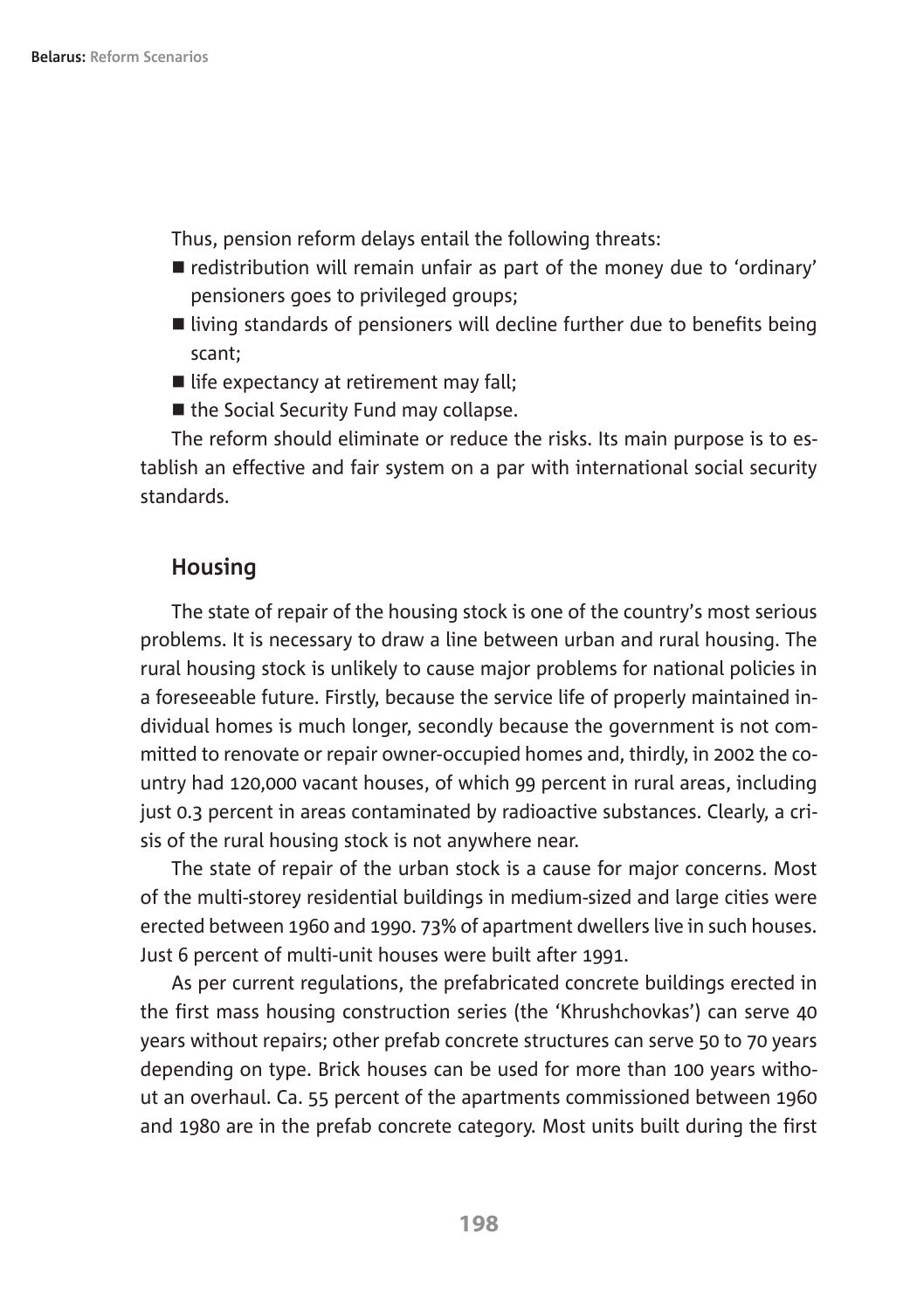Thus, pension reform delays entail the following threats:

- redistribution will remain unfair as part of the money due to 'ordinary' pensioners goes to privileged groups;
- living standards of pensioners will decline further due to benefits being scant;
- life expectancy at retirement may fall;
- the Social Security Fund may collapse.

The reform should eliminate or reduce the risks. Its main purpose is to establish an effective and fair system on a par with international social security standards.

## Housing

The state of repair of the housing stock is one of the country's most serious problems. It is necessary to draw a line between urban and rural housing. The rural housing stock is unlikely to cause major problems for national policies in a foreseeable future. Firstly, because the service life of properly maintained individual homes is much longer, secondly because the government is not committed to renovate or repair owner-occupied homes and, thirdly, in 2002 the country had 120,000 vacant houses, of which 99 percent in rural areas, including just 0.3 percent in areas contaminated by radioactive substances. Clearly, a crisis of the rural housing stock is not anywhere near.

The state of repair of the urban stock is a cause for major concerns. Most of the multi-storey residential buildings in medium-sized and large cities were erected between 1960 and 1990. 73% of apartment dwellers live in such houses. Just 6 percent of multi-unit houses were built after 1991.

As per current regulations, the prefabricated concrete buildings erected in the first mass housing construction series (the 'Khrushchovkas') can serve 40 years without repairs; other prefab concrete structures can serve 50 to 70 years depending on type. Brick houses can be used for more than 100 years without an overhaul. Ca. 55 percent of the apartments commissioned between 1960 and 1980 are in the prefab concrete category. Most units built during the first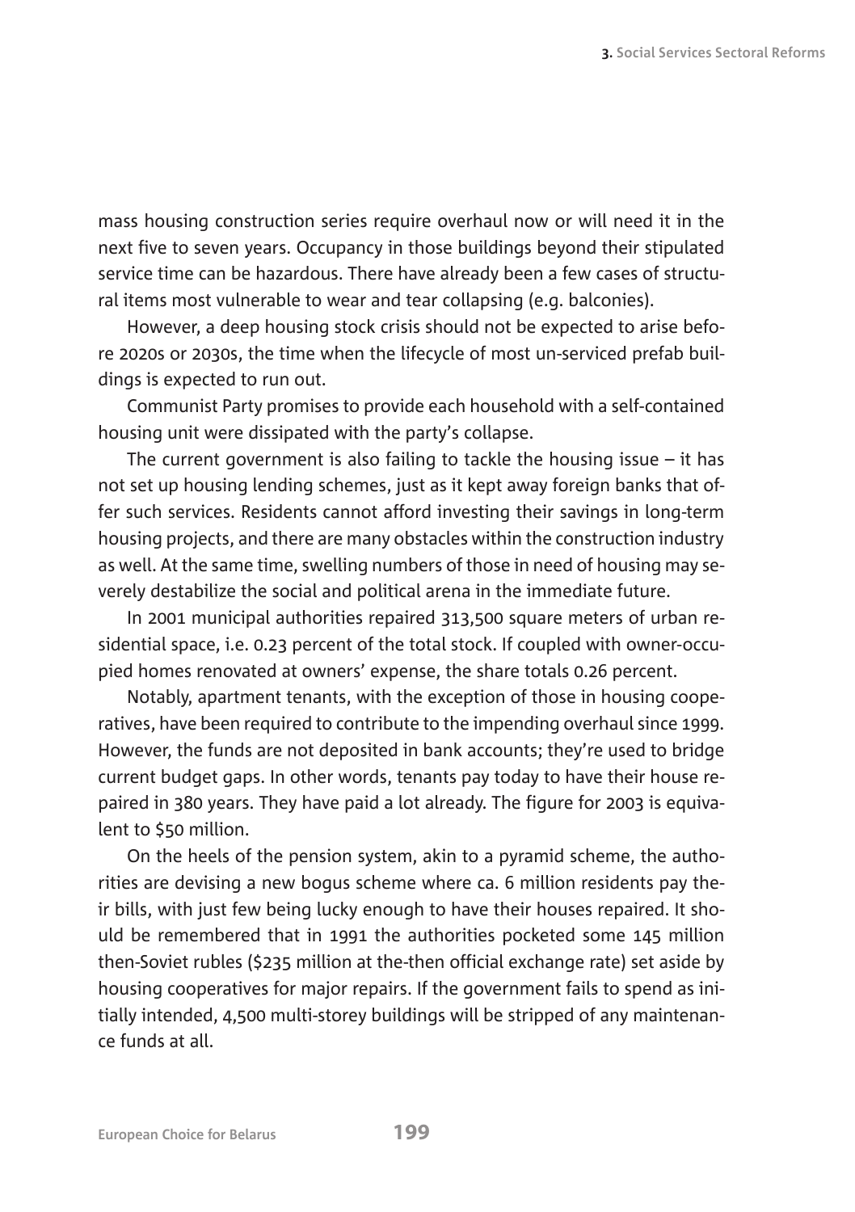mass housing construction series require overhaul now or will need it in the next five to seven years. Occupancy in those buildings beyond their stipulated service time can be hazardous. There have already been a few cases of structural items most vulnerable to wear and tear collapsing (e.g. balconies).

However, a deep housing stock crisis should not be expected to arise before 2020s or 2030s, the time when the lifecycle of most un-serviced prefab buildings is expected to run out.

Communist Party promises to provide each household with a self-contained housing unit were dissipated with the party's collapse.

The current government is also failing to tackle the housing issue – it has not set up housing lending schemes, just as it kept away foreign banks that offer such services. Residents cannot afford investing their savings in long-term housing projects, and there are many obstacles within the construction industry as well. At the same time, swelling numbers of those in need of housing may severely destabilize the social and political arena in the immediate future.

In 2001 municipal authorities repaired 313,500 square meters of urban residential space, i.e. 0.23 percent of the total stock. If coupled with owner-occupied homes renovated at owners' expense, the share totals 0.26 percent.

Notably, apartment tenants, with the exception of those in housing cooperatives, have been required to contribute to the impending overhaul since 1999. However, the funds are not deposited in bank accounts; they're used to bridge current budget gaps. In other words, tenants pay today to have their house repaired in 380 years. They have paid a lot already. The figure for 2003 is equivalent to $50 million.

On the heels of the pension system, akin to a pyramid scheme, the authorities are devising a new bogus scheme where ca. 6 million residents pay their bills, with just few being lucky enough to have their houses repaired. It should be remembered that in 1991 the authorities pocketed some 145 million then-Soviet rubles ($235 million at the-then official exchange rate) set aside by housing cooperatives for major repairs. If the government fails to spend as initially intended, 4,500 multi-storey buildings will be stripped of any maintenance funds at all.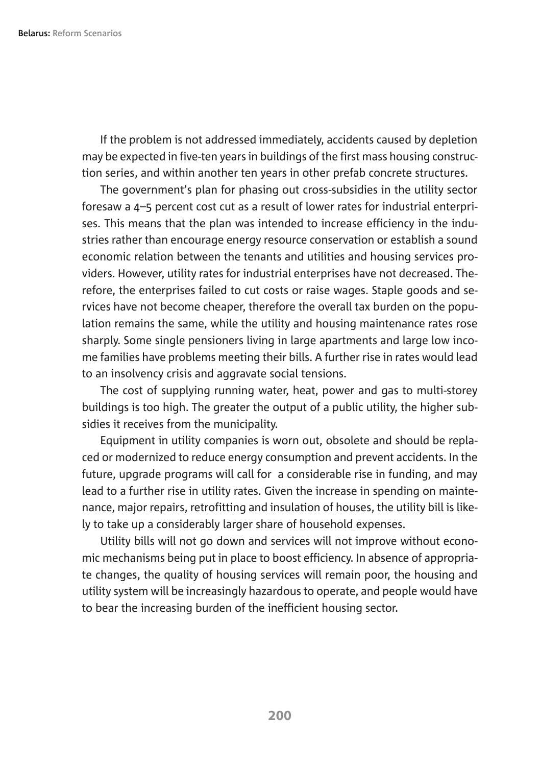If the problem is not addressed immediately, accidents caused by depletion may be expected in five-ten years in buildings of the first mass housing construction series, and within another ten years in other prefab concrete structures.

The government's plan for phasing out cross-subsidies in the utility sector foresaw a 4–5 percent cost cut as a result of lower rates for industrial enterprises. This means that the plan was intended to increase efficiency in the industries rather than encourage energy resource conservation or establish a sound economic relation between the tenants and utilities and housing services providers. However, utility rates for industrial enterprises have not decreased. Therefore, the enterprises failed to cut costs or raise wages. Staple goods and services have not become cheaper, therefore the overall tax burden on the population remains the same, while the utility and housing maintenance rates rose sharply. Some single pensioners living in large apartments and large low income families have problems meeting their bills. A further rise in rates would lead to an insolvency crisis and aggravate social tensions.

The cost of supplying running water, heat, power and gas to multi-storey buildings is too high. The greater the output of a public utility, the higher subsidies it receives from the municipality.

Equipment in utility companies is worn out, obsolete and should be replaced or modernized to reduce energy consumption and prevent accidents. In the future, upgrade programs will call for a considerable rise in funding, and may lead to a further rise in utility rates. Given the increase in spending on maintenance, major repairs, retrofitting and insulation of houses, the utility bill is likely to take up a considerably larger share of household expenses.

Utility bills will not go down and services will not improve without economic mechanisms being put in place to boost efficiency. In absence of appropriate changes, the quality of housing services will remain poor, the housing and utility system will be increasingly hazardous to operate, and people would have to bear the increasing burden of the inefficient housing sector.